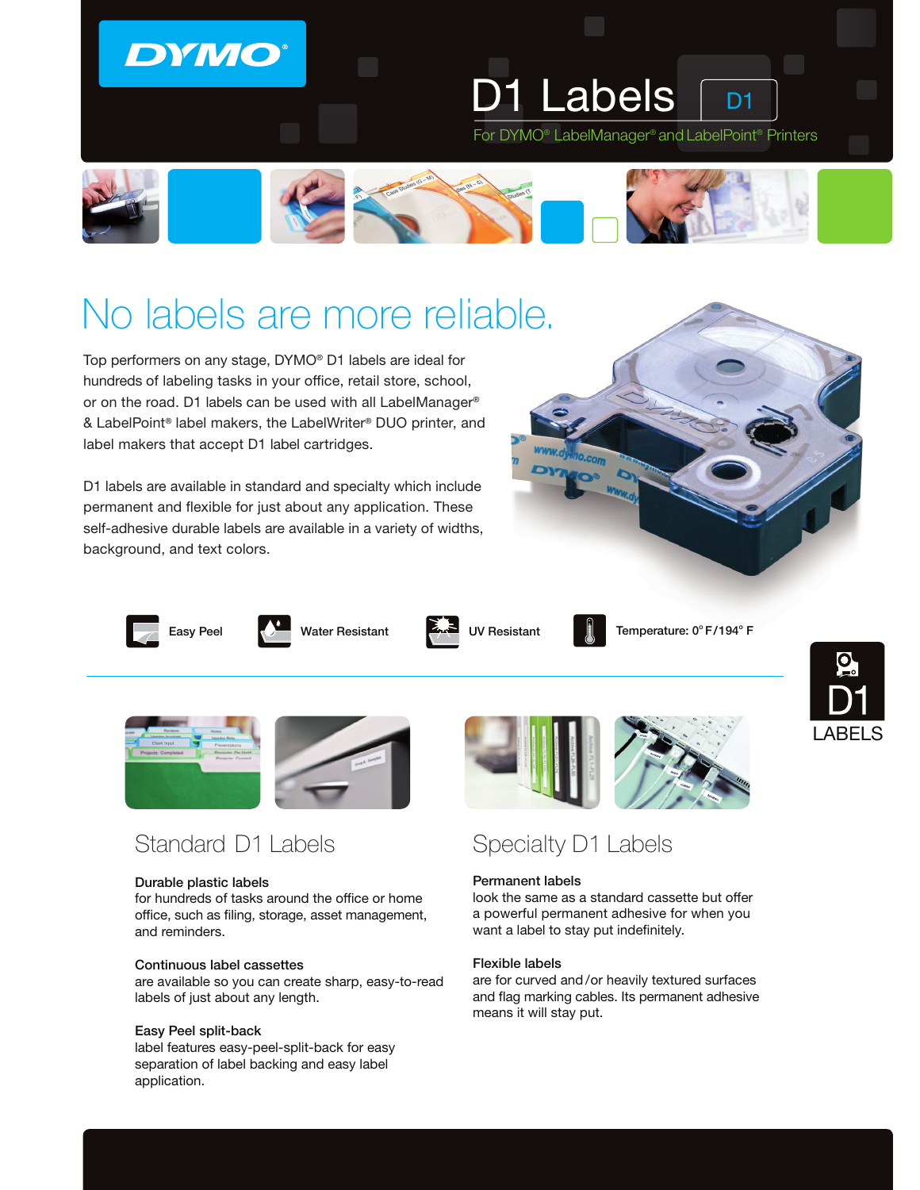DYMO®

# D1 Labels

D1

For DYMO® LabelManager® and LabelPoint® Printers

## No labels are more reliable.

Top performers on any stage, DYMO® D1 labels are ideal for hundreds of labeling tasks in your office, retail store, school, or on the road. D1 labels can be used with all LabelManager® & LabelPoint® label makers, the LabelWriter® DUO printer, and label makers that accept D1 label cartridges.

D1 labels are available in standard and specialty which include permanent and flexible for just about any application. These self-adhesive durable labels are available in a variety of widths, background, and text colors.

Easy Peel | Water Resistant | UV Resistant | Temperature: 0° F/194° F

D1 LABELS

### Standard D1 Labels

**Durable plastic labels**
for hundreds of tasks around the office or home office, such as filing, storage, asset management, and reminders.

**Continuous label cassettes**
are available so you can create sharp, easy-to-read labels of just about any length.

**Easy Peel split-back**
label features easy-peel-split-back for easy separation of label backing and easy label application.

### Specialty D1 Labels

**Permanent labels**
look the same as a standard cassette but offer a powerful permanent adhesive for when you want a label to stay put indefinitely.

**Flexible labels**
are for curved and/or heavily textured surfaces and flag marking cables. Its permanent adhesive means it will stay put.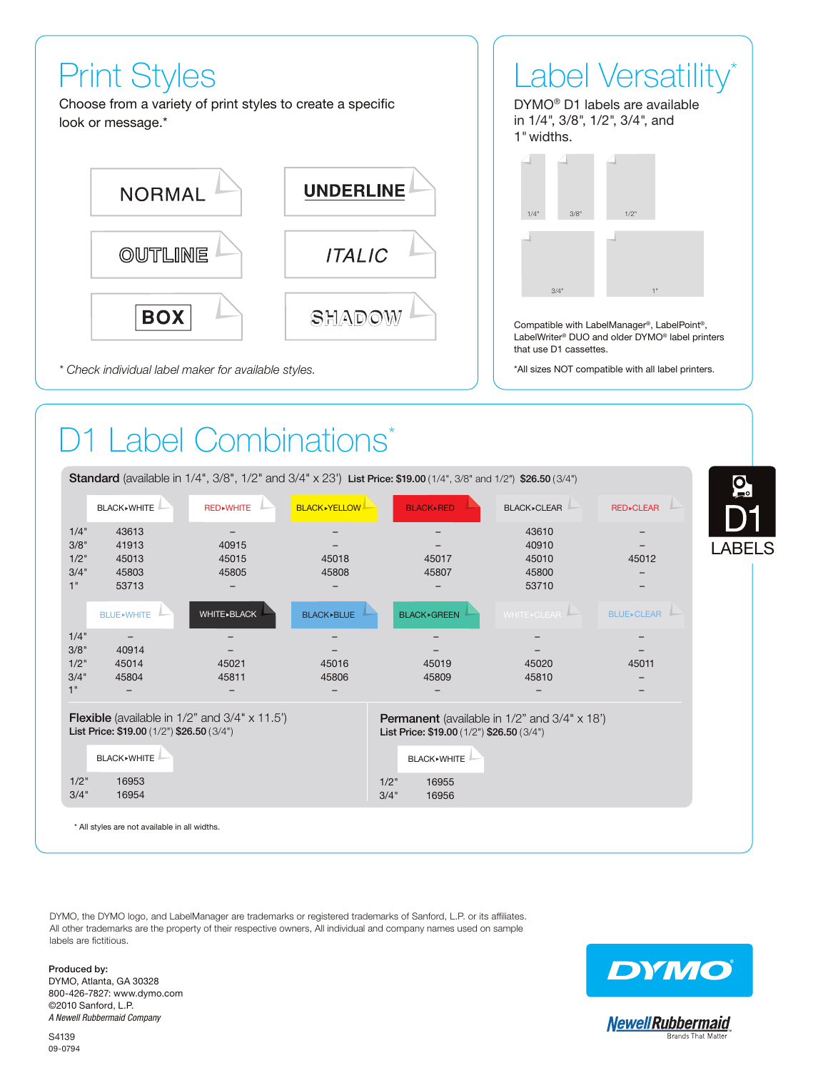# Print Styles

Choose from a variety of print styles to create a specific look or message.*

NORMAL

UNDERLINE

OUTLINE

ITALIC

BOX

SHADOW

* Check individual label maker for available styles.

# Label Versatility*

DYMO® D1 labels are available in 1/4", 3/8", 1/2", 3/4", and 1" widths.

1/4"
3/8"
1/2"
3/4"
1"

Compatible with LabelManager®, LabelPoint®, LabelWriter® DUO and older DYMO® label printers that use D1 cassettes.

*All sizes NOT compatible with all label printers.

# D1 Label Combinations*

D1 LABELS

**Standard** (available in 1/4", 3/8", 1/2" and 3/4" x 23') **List Price: $19.00** (1/4", 3/8" and 1/2") **$26.50** (3/4")

| | BLACK▸WHITE | RED▸WHITE | BLACK▸YELLOW | BLACK▸RED | BLACK▸CLEAR | RED▸CLEAR |
|---|---|---|---|---|---|---|
| 1/4" | 43613 | – | – | – | 43610 | – |
| 3/8" | 41913 | 40915 | – | – | 40910 | – |
| 1/2" | 45013 | 45015 | 45018 | 45017 | 45010 | 45012 |
| 3/4" | 45803 | 45805 | 45808 | 45807 | 45800 | – |
| 1" | 53713 | – | – | – | 53710 | – |

| | BLUE▸WHITE | WHITE▸BLACK | BLACK▸BLUE | BLACK▸GREEN | WHITE▸CLEAR | BLUE▸CLEAR |
|---|---|---|---|---|---|---|
| 1/4" | – | – | – | – | – | – |
| 3/8" | 40914 | – | – | – | – | – |
| 1/2" | 45014 | 45021 | 45016 | 45019 | 45020 | 45011 |
| 3/4" | 45804 | 45811 | 45806 | 45809 | 45810 | – |
| 1" | – | – | – | – | – | – |

**Flexible** (available in 1/2" and 3/4" x 11.5')
**List Price: $19.00** (1/2") **$26.50** (3/4")

| | BLACK▸WHITE |
|---|---|
| 1/2" | 16953 |
| 3/4" | 16954 |

**Permanent** (available in 1/2" and 3/4" x 18')
**List Price: $19.00** (1/2") **$26.50** (3/4")

| | BLACK▸WHITE |
|---|---|
| 1/2" | 16955 |
| 3/4" | 16956 |

* All styles are not available in all widths.

DYMO, the DYMO logo, and LabelManager are trademarks or registered trademarks of Sanford, L.P. or its affiliates. All other trademarks are the property of their respective owners, All individual and company names used on sample labels are fictitious.

Produced by:
DYMO, Atlanta, GA 30328
800-426-7827: www.dymo.com
©2010 Sanford, L.P.
*A Newell Rubbermaid Company*

S4139
09-0794

DYMO

Newell Rubbermaid
Brands That Matter